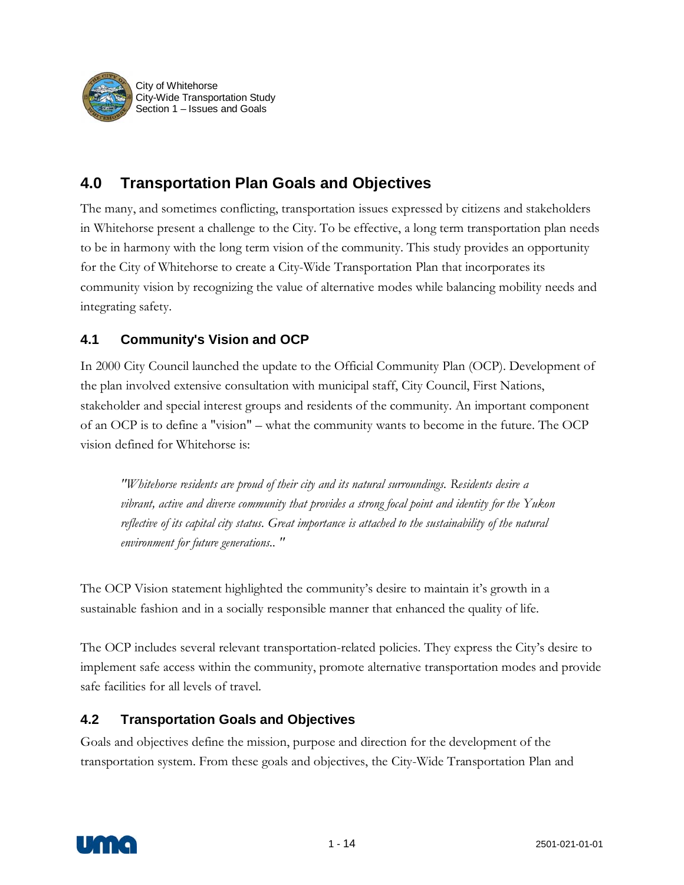## 4.0 Transportation Plan Goals and Objectives

The many, and sometimes conflicting, transportation issues expressed by citizens and stakeholders in Whitehorse present a challenge to the City. To be effective, a long term transportation plan needs to be in harmony with the long term vision of the community. This study provides an opportunity for the City of Whitehorse to create a City-Wide Transportation Plan that incorporates its community vision by recognizing the value of alternative modes while balancing mobility needs and integrating safety.

### 4.1 Community's Vision and OCP

In 2000 City Council launched the update to the Official Community Plan (OCP). Development of the plan involved extensive consultation with municipal staff, City Council, First Nations, stakeholder and special interest groups and residents of the community. An important component of an OCP is to define a "vision" – what the community wants to become in the future. The OCP vision defined for Whitehorse is:

> *"Whitehorse residents are proud of their city and its natural surroundings. Residents desire a vibrant, active and diverse community that provides a strong focal point and identity for the Yukon reflective of its capital city status. Great importance is attached to the sustainability of the natural environment for future generations.. "*

The OCP Vision statement highlighted the community's desire to maintain it's growth in a sustainable fashion and in a socially responsible manner that enhanced the quality of life.

The OCP includes several relevant transportation-related policies. They express the City's desire to implement safe access within the community, promote alternative transportation modes and provide safe facilities for all levels of travel.

### 4.2 Transportation Goals and Objectives

Goals and objectives define the mission, purpose and direction for the development of the transportation system. From these goals and objectives, the City-Wide Transportation Plan and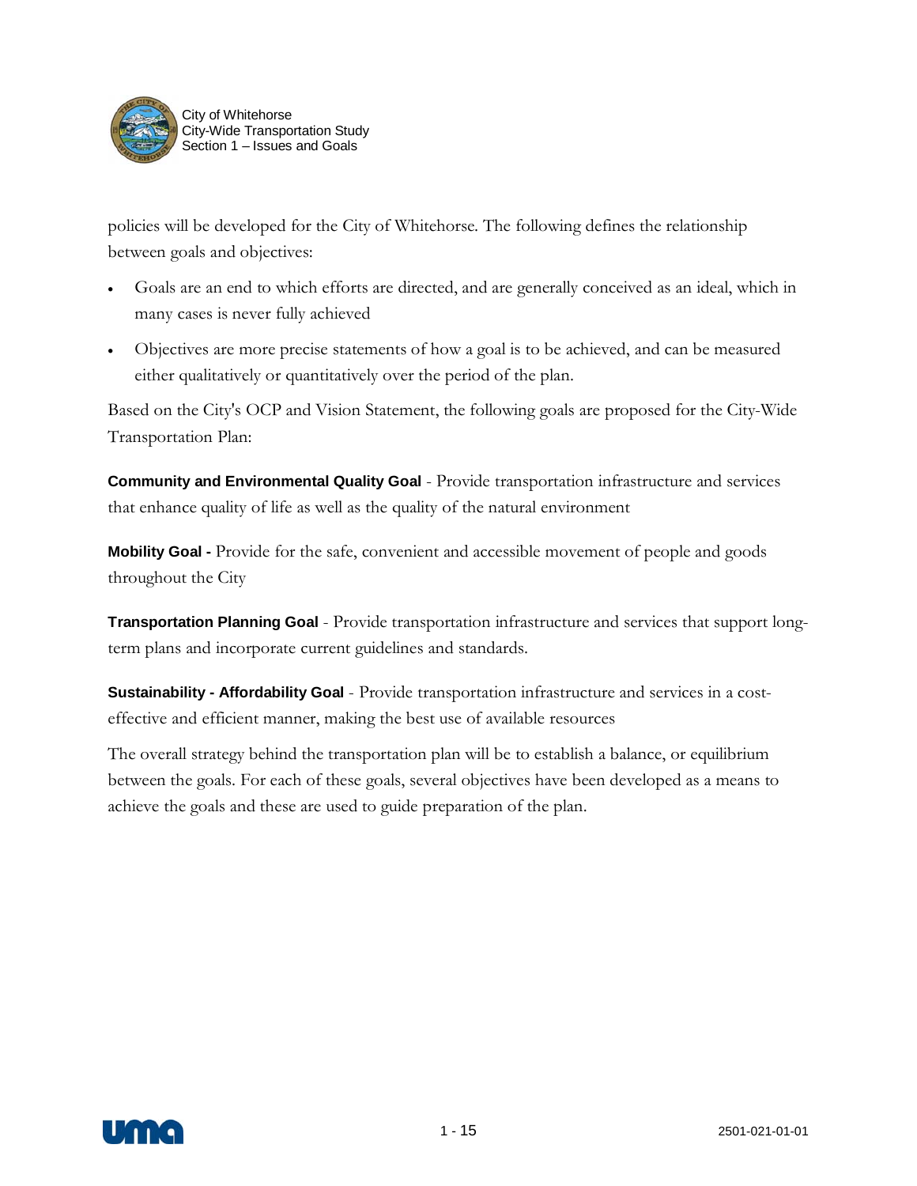policies will be developed for the City of Whitehorse. The following defines the relationship between goals and objectives:

- Goals are an end to which efforts are directed, and are generally conceived as an ideal, which in many cases is never fully achieved
- Objectives are more precise statements of how a goal is to be achieved, and can be measured either qualitatively or quantitatively over the period of the plan.

Based on the City's OCP and Vision Statement, the following goals are proposed for the City-Wide Transportation Plan:

**Community and Environmental Quality Goal** - Provide transportation infrastructure and services that enhance quality of life as well as the quality of the natural environment

**Mobility Goal -** Provide for the safe, convenient and accessible movement of people and goods throughout the City

**Transportation Planning Goal** - Provide transportation infrastructure and services that support long-term plans and incorporate current guidelines and standards.

**Sustainability - Affordability Goal** - Provide transportation infrastructure and services in a cost-effective and efficient manner, making the best use of available resources

The overall strategy behind the transportation plan will be to establish a balance, or equilibrium between the goals. For each of these goals, several objectives have been developed as a means to achieve the goals and these are used to guide preparation of the plan.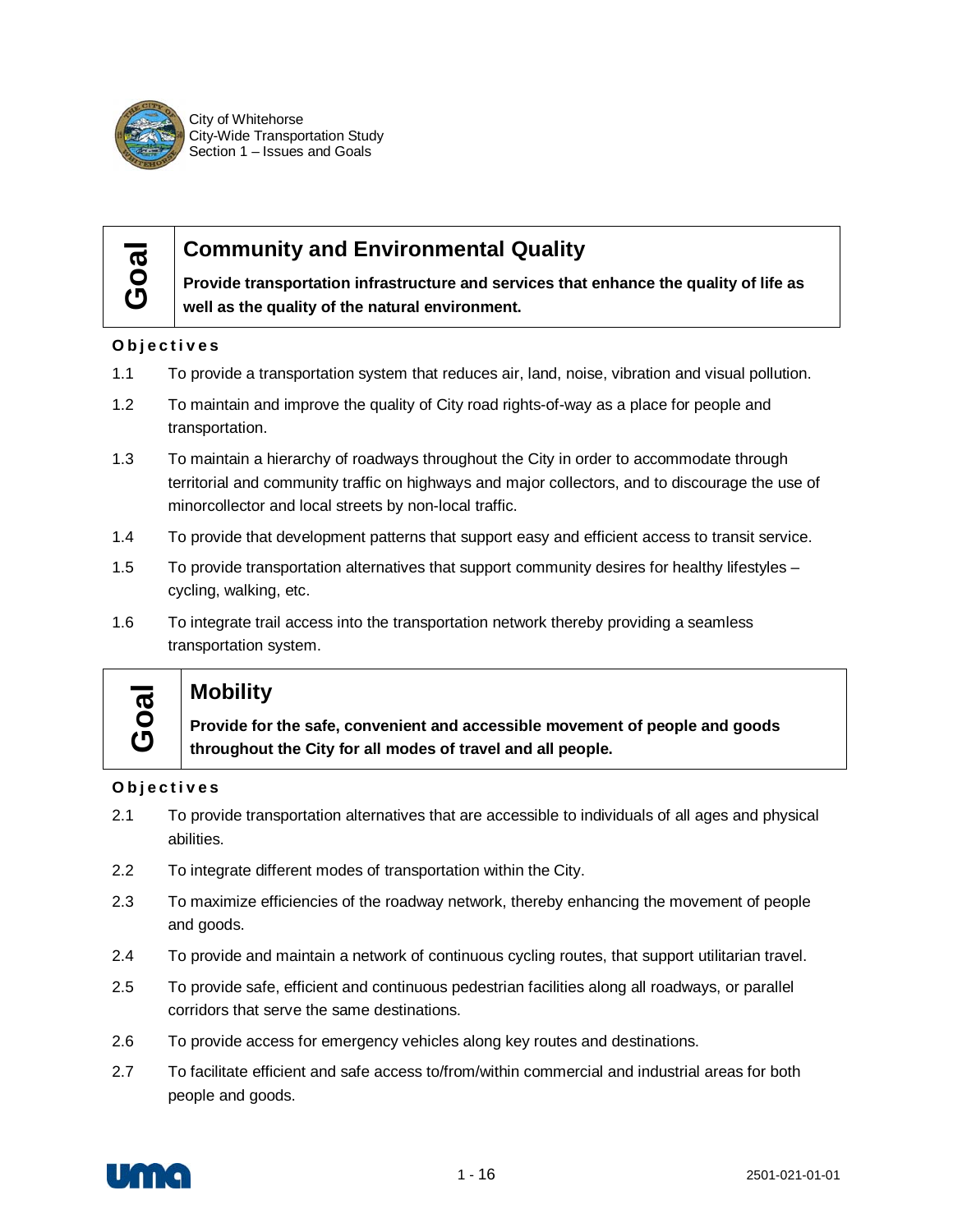## Goal: Community and Environmental Quality

**Provide transportation infrastructure and services that enhance the quality of life as well as the quality of the natural environment.**

**Objectives**

1.1 To provide a transportation system that reduces air, land, noise, vibration and visual pollution.

1.2 To maintain and improve the quality of City road rights-of-way as a place for people and transportation.

1.3 To maintain a hierarchy of roadways throughout the City in order to accommodate through territorial and community traffic on highways and major collectors, and to discourage the use of minorcollector and local streets by non-local traffic.

1.4 To provide that development patterns that support easy and efficient access to transit service.

1.5 To provide transportation alternatives that support community desires for healthy lifestyles – cycling, walking, etc.

1.6 To integrate trail access into the transportation network thereby providing a seamless transportation system.

## Goal: Mobility

**Provide for the safe, convenient and accessible movement of people and goods throughout the City for all modes of travel and all people.**

**Objectives**

2.1 To provide transportation alternatives that are accessible to individuals of all ages and physical abilities.

2.2 To integrate different modes of transportation within the City.

2.3 To maximize efficiencies of the roadway network, thereby enhancing the movement of people and goods.

2.4 To provide and maintain a network of continuous cycling routes, that support utilitarian travel.

2.5 To provide safe, efficient and continuous pedestrian facilities along all roadways, or parallel corridors that serve the same destinations.

2.6 To provide access for emergency vehicles along key routes and destinations.

2.7 To facilitate efficient and safe access to/from/within commercial and industrial areas for both people and goods.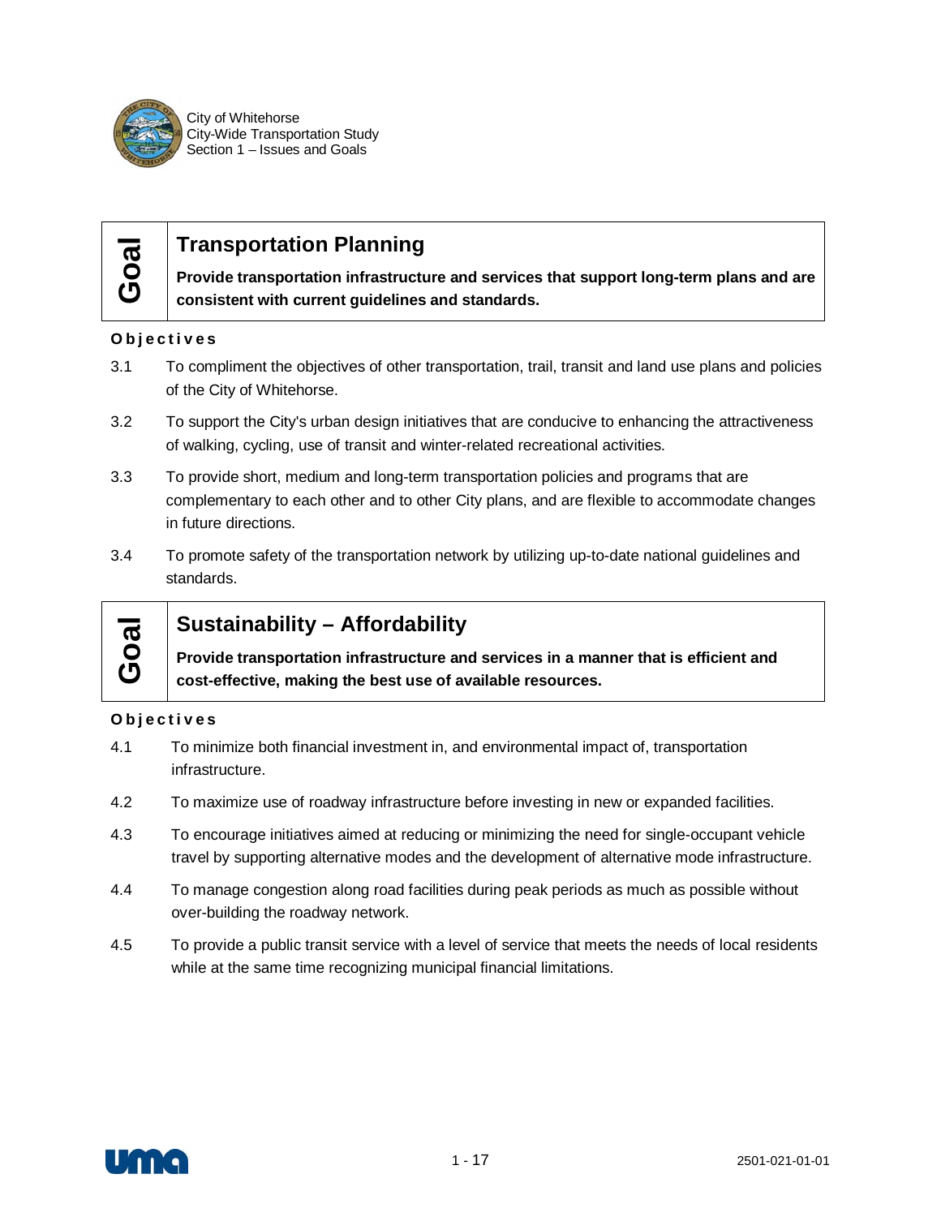## Goal

### Transportation Planning

**Provide transportation infrastructure and services that support long-term plans and are consistent with current guidelines and standards.**

**Objectives**

3.1 To compliment the objectives of other transportation, trail, transit and land use plans and policies of the City of Whitehorse.

3.2 To support the City's urban design initiatives that are conducive to enhancing the attractiveness of walking, cycling, use of transit and winter-related recreational activities.

3.3 To provide short, medium and long-term transportation policies and programs that are complementary to each other and to other City plans, and are flexible to accommodate changes in future directions.

3.4 To promote safety of the transportation network by utilizing up-to-date national guidelines and standards.

## Goal

### Sustainability – Affordability

**Provide transportation infrastructure and services in a manner that is efficient and cost-effective, making the best use of available resources.**

**Objectives**

4.1 To minimize both financial investment in, and environmental impact of, transportation infrastructure.

4.2 To maximize use of roadway infrastructure before investing in new or expanded facilities.

4.3 To encourage initiatives aimed at reducing or minimizing the need for single-occupant vehicle travel by supporting alternative modes and the development of alternative mode infrastructure.

4.4 To manage congestion along road facilities during peak periods as much as possible without over-building the roadway network.

4.5 To provide a public transit service with a level of service that meets the needs of local residents while at the same time recognizing municipal financial limitations.